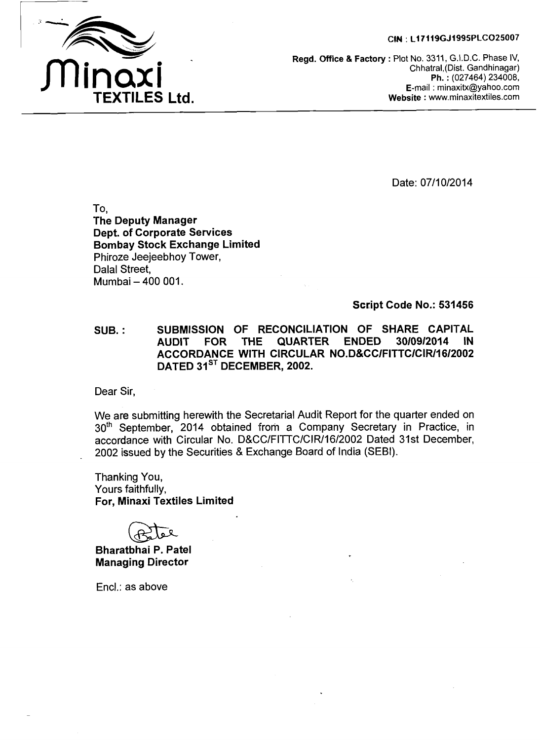**Minaxi TEXTILES Ltd.**

CIN : L17119GJ1995PLC025007

**Regd. Office & Factory :** Plot No. 3311, G.I.D.C. Phase IV, Chhatral,(Dist. Gandhinagar)
**Ph. :** (027464) 234008,
**E**-mail : minaxitx@yahoo.com
**Website :** www.minaxitextiles.com

Date: 07/10/2014

To,
**The Deputy Manager**
**Dept. of Corporate Services**
**Bombay Stock Exchange Limited**
Phiroze Jeejeebhoy Tower,
Dalal Street,
Mumbai – 400 001.

**Script Code No.: 531456**

**SUB. : SUBMISSION OF RECONCILIATION OF SHARE CAPITAL AUDIT FOR THE QUARTER ENDED 30/09/2014 IN ACCORDANCE WITH CIRCULAR NO.D&CC/FITTC/CIR/16/2002 DATED 31ST DECEMBER, 2002.**

Dear Sir,

We are submitting herewith the Secretarial Audit Report for the quarter ended on 30th September, 2014 obtained from a Company Secretary in Practice, in accordance with Circular No. D&CC/FITTC/CIR/16/2002 Dated 31st December, 2002 issued by the Securities & Exchange Board of India (SEBI).

Thanking You,
Yours faithfully,
**For, Minaxi Textiles Limited**

**Bharatbhai P. Patel**
**Managing Director**

Encl.: as above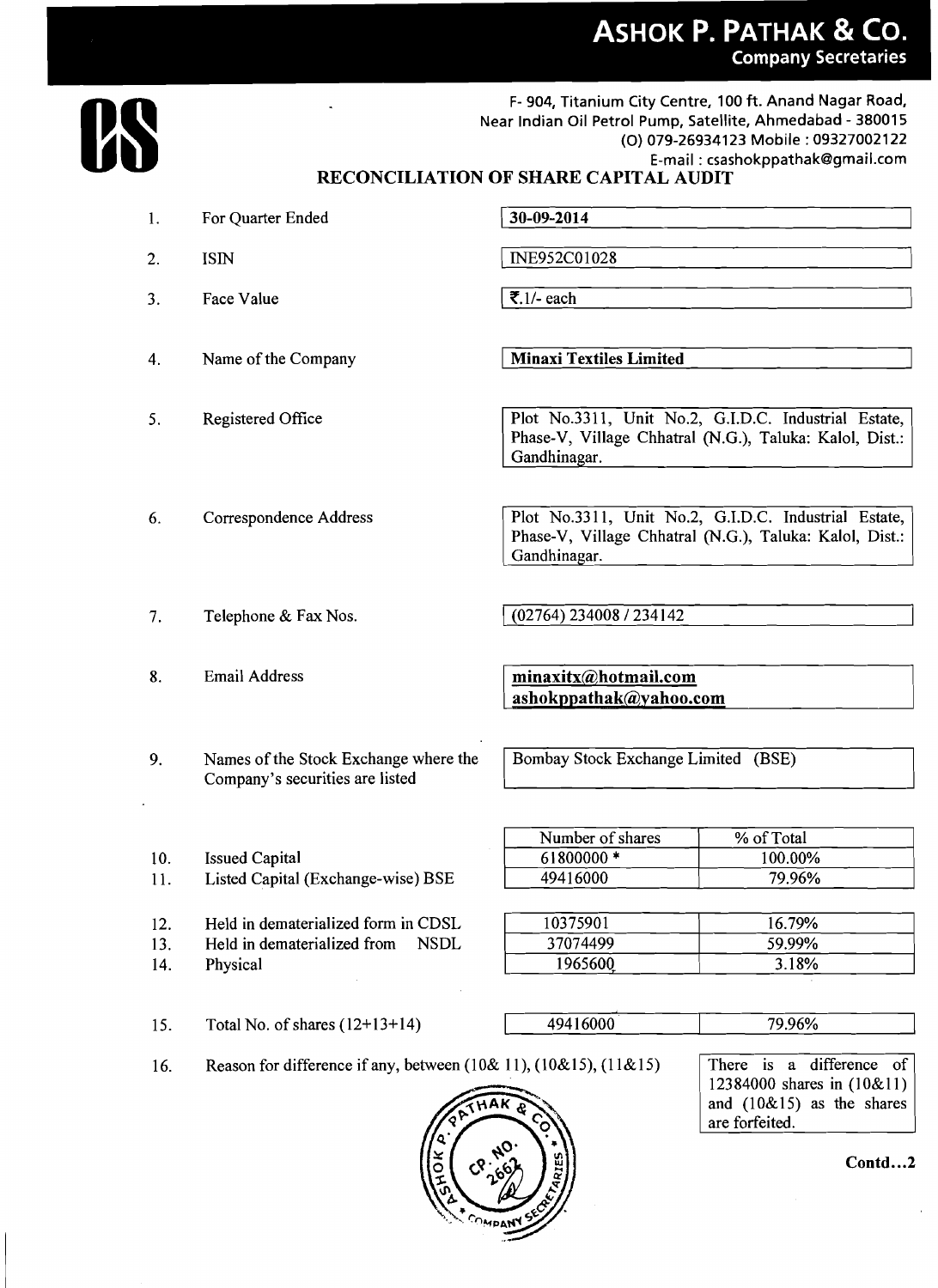# ASHOK P. PATHAK & CO.
**Company Secretaries**

F- 904, Titanium City Centre, 100 ft. Anand Nagar Road,
Near Indian Oil Petrol Pump, Satellite, Ahmedabad - 380015
(O) 079-26934123 Mobile : 09327002122
E-mail : csashokppathak@gmail.com

## RECONCILIATION OF SHARE CAPITAL AUDIT

| | | |
|---|---|---|
| 1. | For Quarter Ended | **30-09-2014** |
| 2. | ISIN | INE952C01028 |
| 3. | Face Value | ₹.1/- each |
| 4. | Name of the Company | **Minaxi Textiles Limited** |
| 5. | Registered Office | Plot No.3311, Unit No.2, G.I.D.C. Industrial Estate, Phase-V, Village Chhatral (N.G.), Taluka: Kalol, Dist.: Gandhinagar. |
| 6. | Correspondence Address | Plot No.3311, Unit No.2, G.I.D.C. Industrial Estate, Phase-V, Village Chhatral (N.G.), Taluka: Kalol, Dist.: Gandhinagar. |
| 7. | Telephone & Fax Nos. | (02764) 234008 / 234142 |
| 8. | Email Address | **minaxitx@hotmail.com** **ashokppathak@yahoo.com** |
| 9. | Names of the Stock Exchange where the Company's securities are listed | Bombay Stock Exchange Limited (BSE) |

| | | Number of shares | % of Total |
|---|---|---|---|
| 10. | Issued Capital | 61800000 * | 100.00% |
| 11. | Listed Capital (Exchange-wise) BSE | 49416000 | 79.96% |
| 12. | Held in dematerialized form in CDSL | 10375901 | 16.79% |
| 13. | Held in dematerialized from NSDL | 37074499 | 59.99% |
| 14. | Physical | 1965600 | 3.18% |
| 15. | Total No. of shares (12+13+14) | 49416000 | 79.96% |

16. Reason for difference if any, between (10& 11), (10&15), (11&15)

There is a difference of 12384000 shares in (10&11) and (10&15) as the shares are forfeited.

**Contd...2**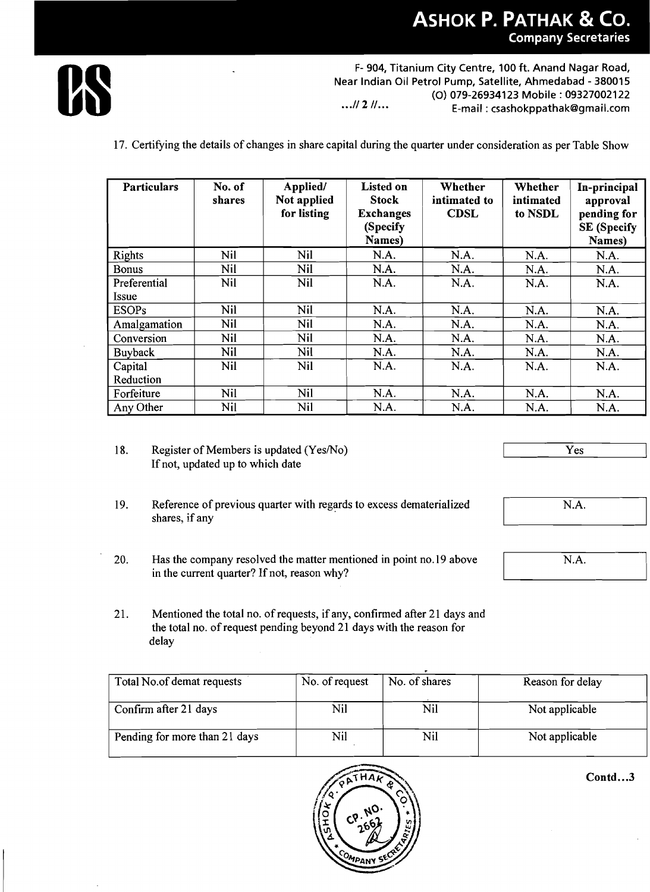17. Certifying the details of changes in share capital during the quarter under consideration as per Table Show

| Particulars | No. of shares | Applied/ Not applied for listing | Listed on Stock Exchanges (Specify Names) | Whether intimated to CDSL | Whether intimated to NSDL | In-principal approval pending for SE (Specify Names) |
|---|---|---|---|---|---|---|
| Rights | Nil | Nil | N.A. | N.A. | N.A. | N.A. |
| Bonus | Nil | Nil | N.A. | N.A. | N.A. | N.A. |
| Preferential Issue | Nil | Nil | N.A. | N.A. | N.A. | N.A. |
| ESOPs | Nil | Nil | N.A. | N.A. | N.A. | N.A. |
| Amalgamation | Nil | Nil | N.A. | N.A. | N.A. | N.A. |
| Conversion | Nil | Nil | N.A. | N.A. | N.A. | N.A. |
| Buyback | Nil | Nil | N.A. | N.A. | N.A. | N.A. |
| Capital Reduction | Nil | Nil | N.A. | N.A. | N.A. | N.A. |
| Forfeiture | Nil | Nil | N.A. | N.A. | N.A. | N.A. |
| Any Other | Nil | Nil | N.A. | N.A. | N.A. | N.A. |

18. Register of Members is updated (Yes/No) If not, updated up to which date — **Yes**

19. Reference of previous quarter with regards to excess dematerialized shares, if any — **N.A.**

20. Has the company resolved the matter mentioned in point no.19 above in the current quarter? If not, reason why? — **N.A.**

21. Mentioned the total no. of requests, if any, confirmed after 21 days and the total no. of request pending beyond 21 days with the reason for delay

| Total No.of demat requests | No. of request | No. of shares | Reason for delay |
|---|---|---|---|
| Confirm after 21 days | Nil | Nil | Not applicable |
| Pending for more than 21 days | Nil | Nil | Not applicable |

Contd...3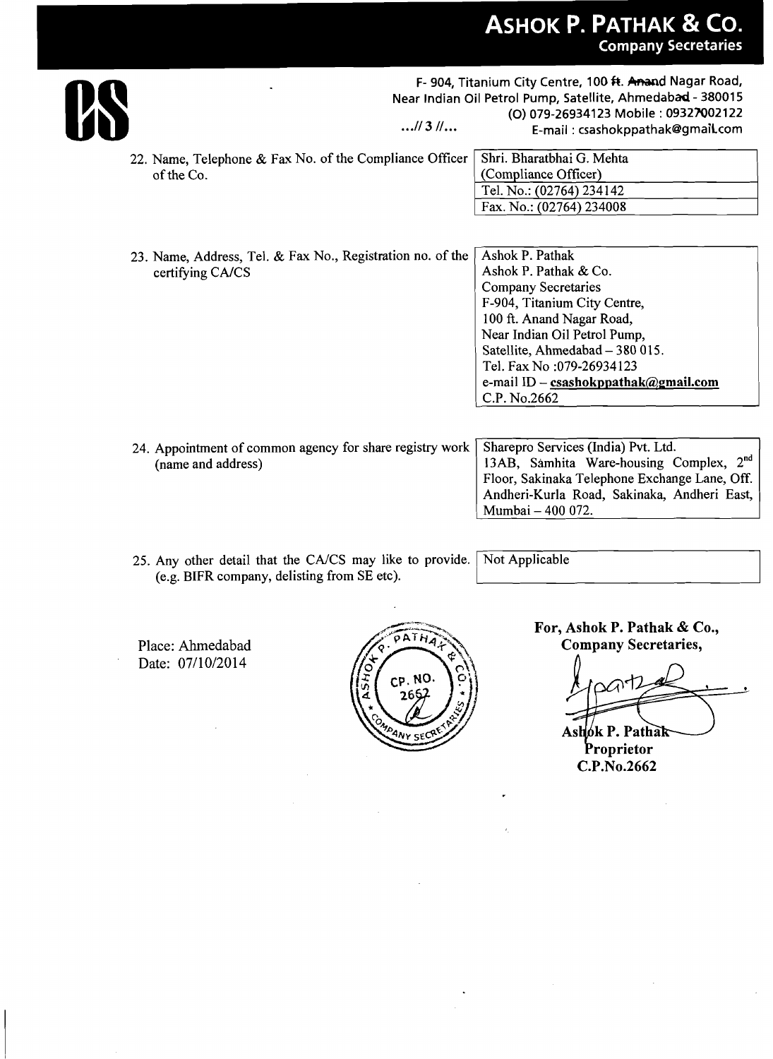22. Name, Telephone & Fax No. of the Compliance Officer of the Co.

| | |
|---|---|
| Shri. Bharatbhai G. Mehta (Compliance Officer) | |
| Tel. No.: (02764) 234142 | |
| Fax. No.: (02764) 234008 | |

23. Name, Address, Tel. & Fax No., Registration no. of the certifying CA/CS

Ashok P. Pathak
Ashok P. Pathak & Co.
Company Secretaries
F-904, Titanium City Centre,
100 ft. Anand Nagar Road,
Near Indian Oil Petrol Pump,
Satellite, Ahmedabad – 380 015.
Tel. Fax No :079-26934123
e-mail ID – **csashokppathak@gmail.com**
C.P. No.2662

24. Appointment of common agency for share registry work (name and address)

Sharepro Services (India) Pvt. Ltd.
13AB, Sàmhita Ware-housing Complex, 2nd Floor, Sakinaka Telephone Exchange Lane, Off. Andheri-Kurla Road, Sakinaka, Andheri East, Mumbai – 400 072.

25. Any other detail that the CA/CS may like to provide. (e.g. BIFR company, delisting from SE etc).

Not Applicable

Place: Ahmedabad
Date: 07/10/2014

**For, Ashok P. Pathak & Co.,**
**Company Secretaries,**

**Ashok P. Pathak**
**Proprietor**
**C.P.No.2662**